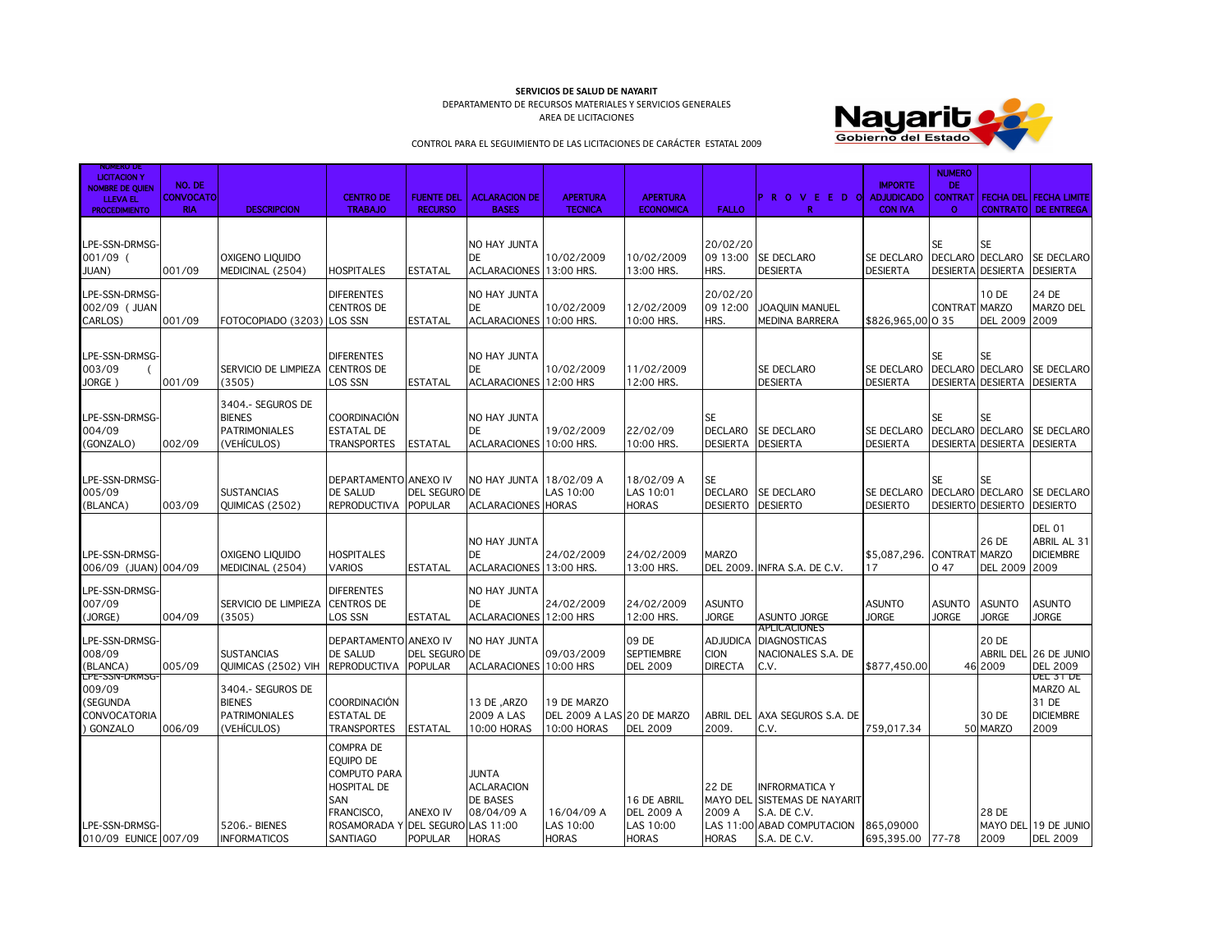**SERVICIOS DE SALUD DE NAYARIT**

DEPARTAMENTO DE RECURSOS MATERIALES Y SERVICIOS GENERALES

AREA DE LICITACIONES

CONTROL PARA EL SEGUIMIENTO DE LAS LICITACIONES DE CARÁCTER ESTATAL 2009

| NUMERO DE LICITACION Y NOMBRE DE QUIEN LLEVA EL PROCEDIMIENTO | NO. DE CONVOCATORIA | DESCRIPCION | CENTRO DE TRABAJO | FUENTE DEL RECURSO | ACLARACION DE BASES | APERTURA TECNICA | APERTURA ECONOMICA | FALLO | PROVEEDOR | IMPORTE ADJUDICADO CON IVA | NUMERO DE CONTRATO | FECHA DEL CONTRATO | FECHA LIMITE DE ENTREGA |
|---|---|---|---|---|---|---|---|---|---|---|---|---|---|
| LPE-SSN-DRMSG-001/09 ( JUAN) | 001/09 | OXIGENO LIQUIDO MEDICINAL (2504) | HOSPITALES | ESTATAL | NO HAY JUNTA DE ACLARACIONES | 10/02/2009 13:00 HRS. | 10/02/2009 13:00 HRS. | 20/02/2009 13:00 HRS. | SE DECLARO DESIERTA | SE DECLARO DESIERTA | SE DECLARO DESIERTA | SE DECLARO DESIERTA | SE DECLARO DESIERTA |
| LPE-SSN-DRMSG-002/09 ( JUAN CARLOS) | 001/09 | FOTOCOPIADO (3203) | DIFERENTES CENTROS DE LOS SSN | ESTATAL | NO HAY JUNTA DE ACLARACIONES | 10/02/2009 10:00 HRS. | 12/02/2009 10:00 HRS. | 20/02/2009 12:00 HRS. | JOAQUIN MANUEL MEDINA BARRERA | $826,965,00 | CONTRATO 35 | 10 DE MARZO DEL 2009 | 24 DE MARZO DEL 2009 |
| LPE-SSN-DRMSG-003/09 ( JORGE ) | 001/09 | SERVICIO DE LIMPIEZA (3505) | DIFERENTES CENTROS DE LOS SSN | ESTATAL | NO HAY JUNTA DE ACLARACIONES | 10/02/2009 12:00 HRS | 11/02/2009 12:00 HRS. | | SE DECLARO DESIERTA | SE DECLARO DESIERTA | SE DECLARO DESIERTA | SE DECLARO DESIERTA | SE DECLARO DESIERTA |
| LPE-SSN-DRMSG-004/09 (GONZALO) | 002/09 | 3404.- SEGUROS DE BIENES PATRIMONIALES (VEHÍCULOS) | COORDINACIÓN ESTATAL DE TRANSPORTES | ESTATAL | NO HAY JUNTA DE ACLARACIONES | 19/02/2009 10:00 HRS. | 22/02/09 10:00 HRS. | SE DECLARO DESIERTA | SE DECLARO DESIERTA | SE DECLARO DESIERTA | SE DECLARO DESIERTA | SE DECLARO DESIERTA | SE DECLARO DESIERTA |
| LPE-SSN-DRMSG-005/09 (BLANCA) | 003/09 | SUSTANCIAS QUIMICAS (2502) | DEPARTAMENTO DE SALUD REPRODUCTIVA | ANEXO IV DEL SEGURO POPULAR | NO HAY JUNTA DE ACLARACIONES | 18/02/09 A LAS 10:00 HORAS | 18/02/09 A LAS 10:01 HORAS | SE DECLARO DESIERTO | SE DECLARO DESIERTO | SE DECLARO DESIERTO | SE DECLARO DESIERTO | SE DECLARO DESIERTO | SE DECLARO DESIERTO |
| LPE-SSN-DRMSG-006/09 (JUAN) | 004/09 | OXIGENO LIQUIDO MEDICINAL (2504) | HOSPITALES VARIOS | ESTATAL | NO HAY JUNTA DE ACLARACIONES | 24/02/2009 13:00 HRS. | 24/02/2009 13:00 HRS. | MARZO DEL 2009. | INFRA S.A. DE C.V. | $5,087,296.17 | CONTRATO 47 | 26 DE MARZO DEL 2009 | DEL 01 ABRIL AL 31 DICIEMBRE 2009 |
| LPE-SSN-DRMSG-007/09 (JORGE) | 004/09 | SERVICIO DE LIMPIEZA (3505) | DIFERENTES CENTROS DE LOS SSN | ESTATAL | NO HAY JUNTA DE ACLARACIONES | 24/02/2009 12:00 HRS | 24/02/2009 12:00 HRS. | ASUNTO JORGE | ASUNTO JORGE | ASUNTO JORGE | ASUNTO JORGE | ASUNTO JORGE | ASUNTO JORGE |
| LPE-SSN-DRMSG-008/09 (BLANCA) | 005/09 | SUSTANCIAS QUIMICAS (2502) VIH | DEPARTAMENTO DE SALUD REPRODUCTIVA | ANEXO IV DEL SEGURO POPULAR | NO HAY JUNTA DE ACLARACIONES | 09/03/2009 10:00 HRS | 09 DE SEPTIEMBRE DEL 2009 | ADJUDICACION DIRECTA | APLICACIONES DIAGNOSTICAS NACIONALES S.A. DE C.V. | $877,450.00 | 46 | 20 DE ABRIL DEL 2009 | 26 DE JUNIO DEL 2009 |
| LPE-SSN-DRMSG-009/09 (SEGUNDA CONVOCATORIA ) GONZALO | 006/09 | 3404.- SEGUROS DE BIENES PATRIMONIALES (VEHÍCULOS) | COORDINACIÓN ESTATAL DE TRANSPORTES | ESTATAL | 13 DE ,ARZO 2009 A LAS 10:00 HORAS | 19 DE MARZO DEL 2009 A LAS 10:00 HORAS | 20 DE MARZO DEL 2009 | ABRIL DEL 2009. | AXA SEGUROS S.A. DE C.V. | 759,017.34 | 50 | 30 DE MARZO | DEL 31 DE MARZO AL 31 DE DICIEMBRE 2009 |
| LPE-SSN-DRMSG-010/09 EUNICE | 007/09 | 5206.- BIENES INFORMATICOS | COMPRA DE EQUIPO DE COMPUTO PARA HOSPITAL DE SAN FRANCISCO, ROSAMORADA Y SANTIAGO | ANEXO IV DEL SEGURO POPULAR | JUNTA ACLARACION DE BASES 08/04/09 A LAS 11:00 HORAS | 16/04/09 A LAS 10:00 HORAS | 16 DE ABRIL DEL 2009 A LAS 10:00 HORAS | 22 DE MAYO DEL 2009 A LAS 11:00 HORAS | INFRORMATICA Y SISTEMAS DE NAYARIT S.A. DE C.V. ABAD COMPUTACION S.A. DE C.V. | 865,09000 695,395.00 | 77-78 | 28 DE MAYO DEL 2009 | 19 DE JUNIO DEL 2009 |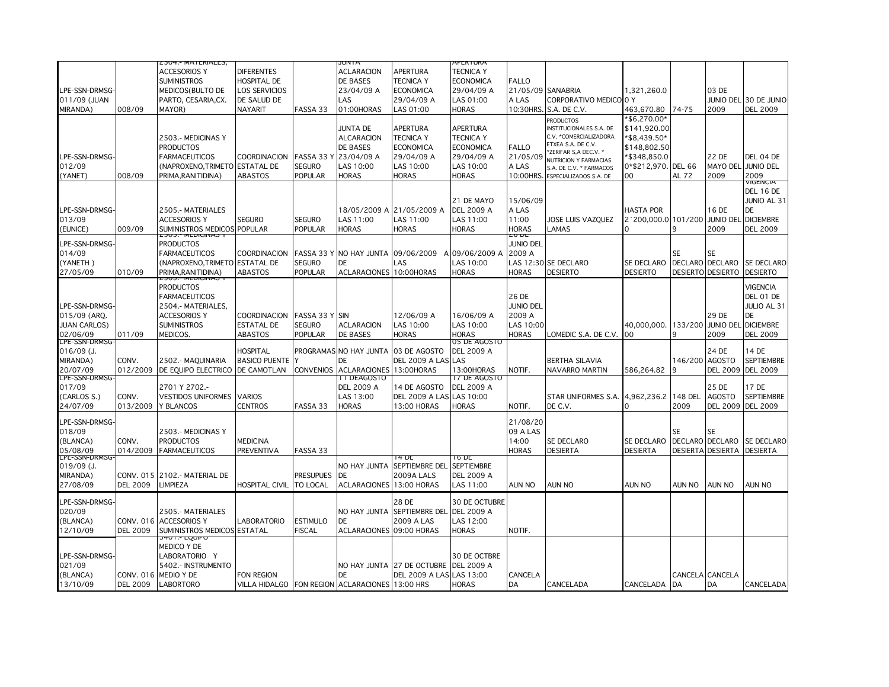| LPE-SSN-DRMSG-011/09 (JUAN MIRANDA) | 008/09 | 2504.- MATERIALES, ACCESORIOS Y SUMINISTROS MEDICOS(BULTO DE PARTO, CESARIA,CX. MAYOR) | DIFERENTES HOSPITAL DE LOS SERVICIOS DE SALUD DE NAYARIT | FASSA 33 | JUNTA ACLARACION DE BASES 23/04/09 A LAS 01:00HORAS | APERTURA TECNICA Y ECONOMICA 29/04/09 A LAS 01:00 | APERTURA TECNICA Y ECONOMICA 29/04/09 A LAS 01:00 HORAS | FALLO 21/05/09 A LAS 10:30HRS. | SANABRIA CORPORATIVO MEDICO S.A. DE C.V. | 1,321,260.00 Y 463,670.80 | 74-75 | 03 DE JUNIO DEL 2009 | 30 DE JUNIO DEL 2009 |
|---|---|---|---|---|---|---|---|---|---|---|---|---|---|
| LPE-SSN-DRMSG-012/09 (YANET) | 008/09 | 2503.- MEDICINAS Y PRODUCTOS FARMACEUTICOS (NAPROXENO,TRIMETOPRIMA,RANITIDINA) | COORDINACION ESTATAL DE ABASTOS | FASSA 33 Y SEGURO POPULAR | JUNTA DE ACLARACION DE BASES 23/04/09 A LAS 10:00 HORAS | APERTURA TECNICA Y ECONOMICA 29/04/09 A LAS 10:00 HORAS | APERTURA TECNICA Y ECONOMICA 29/04/09 A LAS 10:00 HORAS | FALLO 21/05/09 A LAS 10:00HRS. | PRODUCTOS INSTITUCIONALES S.A. DE C.V. *COMERCIALIZADORA ETXEA S.A. DE C.V. *ZERIFAR S,A DEC.V. * NUTRICION Y FARMACIAS S.A. DE C.V. * FARMACOS ESPECIALIZADOS S.A. DE | *$6,270.00* $141,920.00 *$8,439.50* $148,802.50 *$348,850.00*$212,970.00 | DEL 66 AL 72 | 22 DE MAYO DEL 2009 | DEL 04 DE JUNIO DEL 2009 |
| LPE-SSN-DRMSG-013/09 (EUNICE) | 009/09 | 2505.- MATERIALES ACCESORIOS Y SUMINISTROS MEDICOS | SEGURO POPULAR | SEGURO POPULAR | 18/05/2009 A LAS 11:00 HORAS | 21/05/2009 A LAS 11:00 HORAS | 21 DE MAYO DEL 2009 A LAS 11:00 HORAS | 15/06/09 A LAS 11:00 HORAS | JOSE LUIS VAZQUEZ LAMAS | HASTA POR 2´200,000.00 | 101/209 | 16 DE JUNIO DEL 2009 | VIGENCIA DEL 16 DE JUNIO AL 31 DE DICIEMBRE DEL 2009 |
| LPE-SSN-DRMSG-014/09 (YANETH ) 27/05/09 | 010/09 | 2503.- MEDICINAS Y PRODUCTOS FARMACEUTICOS (NAPROXENO,TRIMETOPRIMA,RANITIDINA) | COORDINACION ESTATAL DE ABASTOS | FASSA 33 Y SEGURO POPULAR | NO HAY JUNTA DE ACLARACIONES | 09/06/2009 A LAS 10:00HORAS | 09/06/2009 A LAS 10:00 HORAS | 26 DE JUNIO DEL 2009 A LAS 12:30 HORAS | SE DECLARO DESIERTO | SE DECLARO DESIERTO | SE DECLARO DESIERTO | SE DECLARO DESIERTO | SE DECLARO DESIERTO |
| LPE-SSN-DRMSG-015/09 (ARQ. JUAN CARLOS) 02/06/09 | 011/09 | 2503.- MEDICINAS Y PRODUCTOS FARMACEUTICOS 2504.- MATERIALES, ACCESORIOS Y SUMINISTROS MEDICOS. | COORDINACION ESTATAL DE ABASTOS | FASSA 33 Y SEGURO POPULAR | SIN ACLARACION DE BASES | 12/06/09 A LAS 10:00 HORAS | 16/06/09 A LAS 10:00 HORAS | 26 DE JUNIO DEL 2009 A LAS 10:00 HORAS | LOMEDIC S.A. DE C.V. | 40,000,000.00 | 133/209 | 29 DE JUNIO DEL 2009 | VIGENCIA DEL 01 DE JULIO AL 31 DE DICIEMBRE DEL 2009 |
| LPE-SSN-DRMSG-016/09 (J. MIRANDA) 20/07/09 | CONV. 012/2009 | 2502.- MAQUINARIA DE EQUIPO ELECTRICO | HOSPITAL BASICO PUENTE DE CAMOTLAN | PROGRAMAS Y CONVENIOS | NO HAY JUNTA DE ACLARACIONES | 03 DE AGOSTO DEL 2009 A LAS 13:00HORAS | 05 DE AGOSTO DEL 2009 A LAS 13:00HORAS | NOTIF. | BERTHA SILAVIA NAVARRO MARTIN | 586,264.82 | 146/209 | 24 DE AGOSTO DEL 2009 | 14 DE SEPTIEMBRE DEL 2009 |
| LPE-SSN-DRMSG-017/09 (CARLOS S.) 24/07/09 | CONV. 013/2009 | 2701 Y 2702.- VESTIDOS UNIFORMES Y BLANCOS | VARIOS CENTROS | FASSA 33 | 11 DEAGOSTO DEL 2009 A LAS 13:00 HORAS | 14 DE AGOSTO DEL 2009 A LAS 13:00 HORAS | 17 DE AGOSTO DEL 2009 A LAS 10:00 HORAS | NOTIF. | STAR UNIFORMES S.A. DE C.V. | 4,962,236.20 | 148 DEL 2009 | 25 DE AGOSTO DEL 2009 | 17 DE SEPTIEMBRE DEL 2009 |
| LPE-SSN-DRMSG-018/09 (BLANCA) 05/08/09 | CONV. 014/2009 | 2503.- MEDICINAS Y PRODUCTOS FARMACEUTICOS | MEDICINA PREVENTIVA | FASSA 33 | | | | 21/08/2009 A LAS 14:00 HORAS | SE DECLARO DESIERTA | SE DECLARO DESIERTA | SE DECLARO DESIERTA | SE DECLARO DESIERTA | SE DECLARO DESIERTA |
| LPE-SSN-DRMSG-019/09 (J. MIRANDA) 27/08/09 | CONV. 015 DEL 2009 | 2102.- MATERIAL DE LIMPIEZA | HOSPITAL CIVIL | PRESUPUESTO LOCAL | NO HAY JUNTA DE ACLARACIONES | 14 DE SEPTIEMBRE DEL 2009A LALS 13:00 HORAS | 16 DE SEPTIEMBRE DEL 2009 A LAS 11:00 | AUN NO | AUN NO | AUN NO | AUN NO | AUN NO | AUN NO |
| LPE-SSN-DRMSG-020/09 (BLANCA) 12/10/09 | CONV. 016 DEL 2009 | 2505.- MATERIALES ACCESORIOS Y SUMINISTROS MEDICOS | LABORATORIO ESTATAL | ESTIMULO FISCAL | NO HAY JUNTA DE ACLARACIONES | 28 DE SEPTIEMBRE DEL 2009 A LAS 09:00 HORAS | 30 DE OCTUBRE DEL 2009 A LAS 12:00 HORAS | NOTIF. | | | | | |
| LPE-SSN-DRMSG-021/09 (BLANCA) 13/10/09 | CONV. 016 DEL 2009 | 5401.- EQUIPO MEDICO Y DE LABORATORIO Y 5402.- INSTRUMENTO MEDIO Y DE LABORTORIO | FON REGION VILLA HIDALGO | FON REGION | NO HAY JUNTA DE ACLARACIONES | 27 DE OCTUBRE DEL 2009 A LAS 13:00 HRS | 30 DE OCTBRE DEL 2009 A LAS 13:00 HORAS | CANCELADA | CANCELADA | CANCELADA | CANCELADA | CANCELADA | CANCELADA |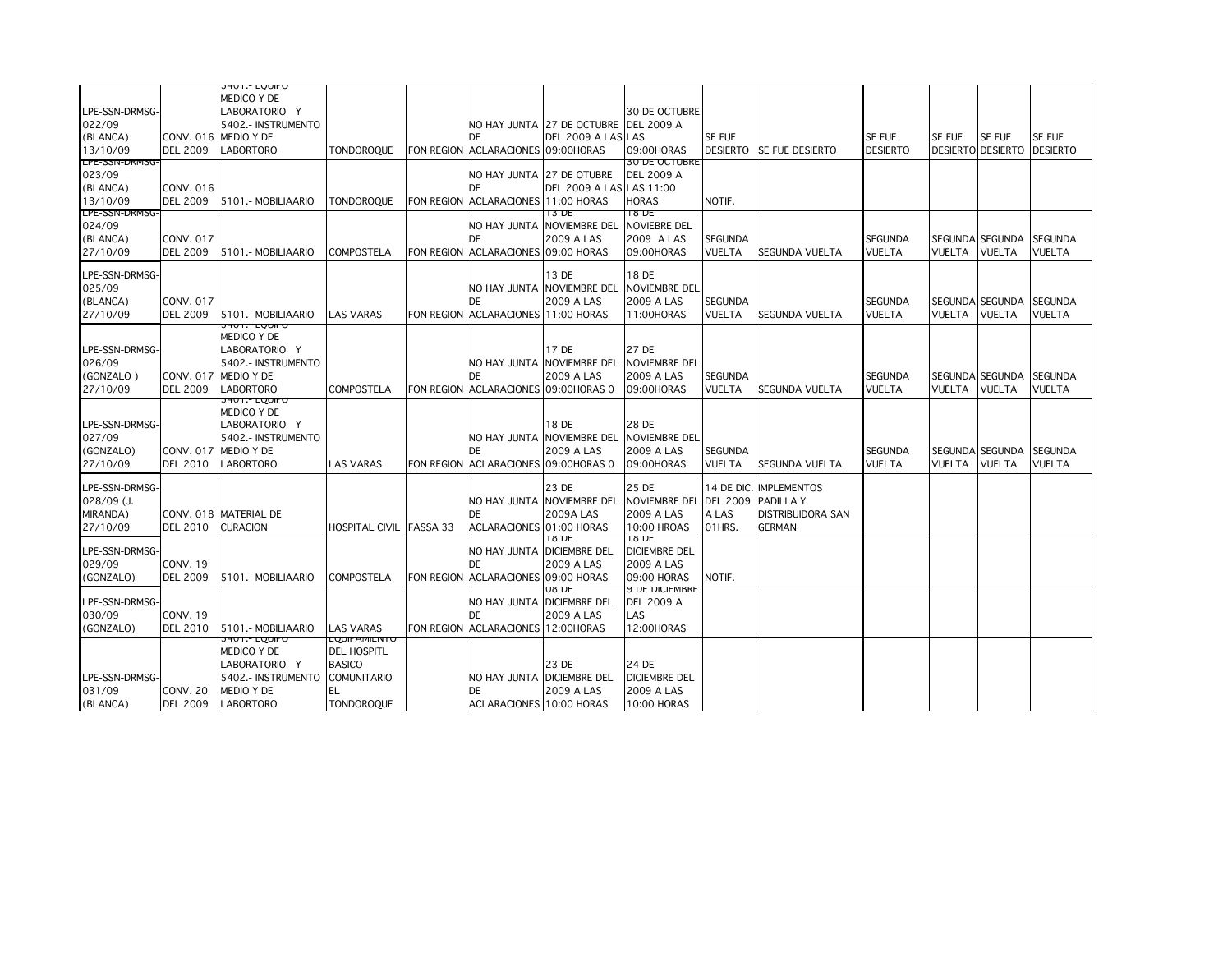| | | | | | | | | | | | | | |
|---|---|---|---|---|---|---|---|---|---|---|---|---|---|
| LPE-SSN-DRMSG-022/09 (BLANCA) 13/10/09 | CONV. 016 DEL 2009 | 5401.- EQUIPO MEDICO Y DE LABORATORIO Y 5402.- INSTRUMENTO MEDIO Y DE LABORTORO | TONDOROQUE | FON REGION | NO HAY JUNTA DE ACLARACIONES | 27 DE OCTUBRE DEL 2009 A LAS 09:00HORAS | 30 DE OCTUBRE DEL 2009 A LAS 09:00HORAS | SE FUE DESIERTO | SE FUE DESIERTO | SE FUE DESIERTO | SE FUE DESIERTO | SE FUE DESIERTO | SE FUE DESIERTO |
| LPE-SSN-DRMSG-023/09 (BLANCA) 13/10/09 | CONV. 016 DEL 2009 | 5101.- MOBILIAARIO | TONDOROQUE | FON REGION | NO HAY JUNTA DE ACLARACIONES | 27 DE OTUBRE DEL 2009 A LAS 11:00 HORAS | 30 DE OCTUBRE DEL 2009 A LAS 11:00 HORAS | NOTIF. | | | | | |
| LPE-SSN-DRMSG-024/09 (BLANCA) 27/10/09 | CONV. 017 DEL 2009 | 5101.- MOBILIAARIO | COMPOSTELA | FON REGION | NO HAY JUNTA DE ACLARACIONES | 13 DE NOVIEMBRE DEL 2009 A LAS 09:00 HORAS | 18 DE NOVIEBRE DEL 2009 A LAS 09:00HORAS | SEGUNDA VUELTA | SEGUNDA VUELTA | SEGUNDA VUELTA | SEGUNDA VUELTA | SEGUNDA VUELTA | SEGUNDA VUELTA |
| LPE-SSN-DRMSG-025/09 (BLANCA) 27/10/09 | CONV. 017 DEL 2009 | 5101.- MOBILIAARIO | LAS VARAS | FON REGION | NO HAY JUNTA DE ACLARACIONES | 13 DE NOVIEMBRE DEL 2009 A LAS 11:00 HORAS | 18 DE NOVIEMBRE DEL 2009 A LAS 11:00HORAS | SEGUNDA VUELTA | SEGUNDA VUELTA | SEGUNDA VUELTA | SEGUNDA VUELTA | SEGUNDA VUELTA | SEGUNDA VUELTA |
| LPE-SSN-DRMSG-026/09 (GONZALO ) 27/10/09 | CONV. 017 DEL 2009 | 5401.- EQUIPO MEDICO Y DE LABORATORIO Y 5402.- INSTRUMENTO MEDIO Y DE LABORTORO | COMPOSTELA | FON REGION | NO HAY JUNTA DE ACLARACIONES | 17 DE NOVIEMBRE DEL 2009 A LAS 09:00HORAS 0 | 27 DE NOVIEMBRE DEL 2009 A LAS 09:00HORAS | SEGUNDA VUELTA | SEGUNDA VUELTA | SEGUNDA VUELTA | SEGUNDA VUELTA | SEGUNDA VUELTA | SEGUNDA VUELTA |
| LPE-SSN-DRMSG-027/09 (GONZALO) 27/10/09 | CONV. 017 DEL 2010 | 5401.- EQUIPO MEDICO Y DE LABORATORIO Y 5402.- INSTRUMENTO MEDIO Y DE LABORTORO | LAS VARAS | FON REGION | NO HAY JUNTA DE ACLARACIONES | 18 DE NOVIEMBRE DEL 2009 A LAS 09:00HORAS 0 | 28 DE NOVIEMBRE DEL 2009 A LAS 09:00HORAS | SEGUNDA VUELTA | SEGUNDA VUELTA | SEGUNDA VUELTA | SEGUNDA VUELTA | SEGUNDA VUELTA | SEGUNDA VUELTA |
| LPE-SSN-DRMSG-028/09 (J. MIRANDA) 27/10/09 | CONV. 018 DEL 2010 | MATERIAL DE CURACION | HOSPITAL CIVIL | FASSA 33 | NO HAY JUNTA DE ACLARACIONES | 23 DE NOVIEMBRE DEL 2009A LAS 01:00 HORAS | 25 DE NOVIEMBRE DEL 2009 A LAS 10:00 HROAS | 14 DE DIC. DEL 2009 A LAS 01HRS. | IMPLEMENTOS PADILLA Y DISTRIBUIDORA SAN GERMAN | | | | |
| LPE-SSN-DRMSG-029/09 (GONZALO) | CONV. 19 DEL 2009 | 5101.- MOBILIAARIO | COMPOSTELA | FON REGION | NO HAY JUNTA DE ACLARACIONES | 18 DE DICIEMBRE DEL 2009 A LAS 09:00 HORAS | 18 DE DICIEMBRE DEL 2009 A LAS 09:00 HORAS | NOTIF. | | | | | |
| LPE-SSN-DRMSG-030/09 (GONZALO) | CONV. 19 DEL 2010 | 5101.- MOBILIAARIO | LAS VARAS | FON REGION | NO HAY JUNTA DE ACLARACIONES | 08 DE DICIEMBRE DEL 2009 A LAS 12:00HORAS | 9 DE DICIEMBRE DEL 2009 A LAS 12:00HORAS | | | | | | |
| LPE-SSN-DRMSG-031/09 (BLANCA) | CONV. 20 DEL 2009 | 5401.- EQUIPO MEDICO Y DE LABORATORIO Y 5402.- INSTRUMENTO MEDIO Y DE LABORTORO | EQUIPAMIENTO DEL HOSPITL BASICO COMUNITARIO EL TONDOROQUE | | NO HAY JUNTA DE ACLARACIONES | 23 DE DICIEMBRE DEL 2009 A LAS 10:00 HORAS | 24 DE DICIEMBRE DEL 2009 A LAS 10:00 HORAS | | | | | | |